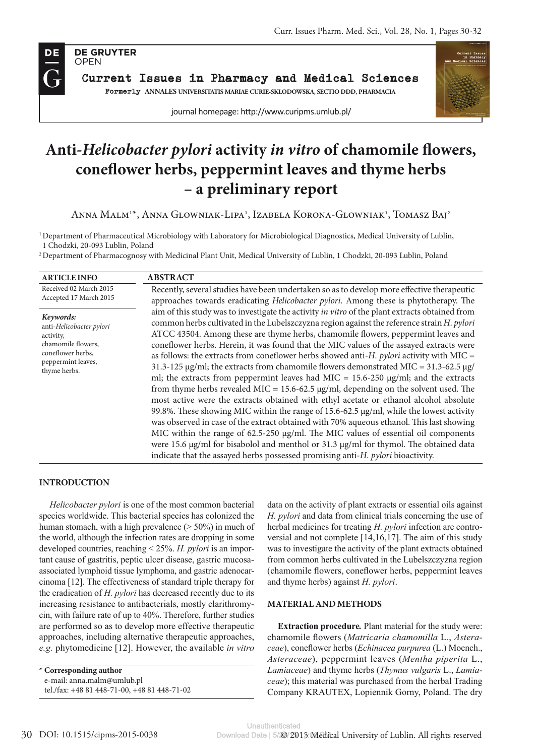# Anti-*Helicobacter pylori* activity *in vitro* of chamomile flowers, coneflower herbs, peppermint leaves and thyme herbs – a preliminary report

Anna Malm[1]*, Anna Glowniak-Lipa[1], Izabela Korona-Glowniak[1], Tomasz Baj[2]

[1] Department of Pharmaceutical Microbiology with Laboratory for Microbiological Diagnostics, Medical University of Lublin, 1 Chodzki, 20-093 Lublin, Poland

[2] Department of Pharmacognosy with Medicinal Plant Unit, Medical University of Lublin, 1 Chodzki, 20-093 Lublin, Poland

**ARTICLE INFO**

Received 02 March 2015
Accepted 17 March 2015

***Keywords:***
anti-*Helicobacter pylori* activity,
chamomile flowers,
coneflower herbs,
peppermint leaves,
thyme herbs.

**ABSTRACT**

Recently, several studies have been undertaken so as to develop more effective therapeutic approaches towards eradicating *Helicobacter pylori*. Among these is phytotherapy. The aim of this study was to investigate the activity *in vitro* of the plant extracts obtained from common herbs cultivated in the Lubelszczyzna region against the reference strain *H. pylori* ATCC 43504. Among these are thyme herbs, chamomile flowers, peppermint leaves and coneflower herbs. Herein, it was found that the MIC values of the assayed extracts were as follows: the extracts from coneflower herbs showed anti-*H. pylori* activity with MIC = 31.3-125 μg/ml; the extracts from chamomile flowers demonstrated MIC = 31.3-62.5 μg/ml; the extracts from peppermint leaves had MIC = 15.6-250 μg/ml; and the extracts from thyme herbs revealed MIC = 15.6-62.5 μg/ml, depending on the solvent used. The most active were the extracts obtained with ethyl acetate or ethanol absolute 99.8%. These showing MIC within the range of 15.6-62.5 μg/ml, while the lowest activity was observed in case of the extract obtained with 70% aqueous ethanol. This last showing MIC within the range of 62.5-250 μg/ml. The MIC values of essential oil components were 15.6 μg/ml for bisabolol and menthol or 31.3 μg/ml for thymol. The obtained data indicate that the assayed herbs possessed promising anti-*H. pylori* bioactivity.

## INTRODUCTION

*Helicobacter pylori* is one of the most common bacterial species worldwide. This bacterial species has colonized the human stomach, with a high prevalence (> 50%) in much of the world, although the infection rates are dropping in some developed countries, reaching < 25%. *H. pylori* is an important cause of gastritis, peptic ulcer disease, gastric mucosa-associated lymphoid tissue lymphoma, and gastric adenocarcinoma [12]. The effectiveness of standard triple therapy for the eradication of *H. pylori* has decreased recently due to its increasing resistance to antibacterials, mostly clarithromycin, with failure rate of up to 40%. Therefore, further studies are performed so as to develop more effective therapeutic approaches, including alternative therapeutic approaches, *e.g.* phytomedicine [12]. However, the available *in vitro* data on the activity of plant extracts or essential oils against *H. pylori* and data from clinical trials concerning the use of herbal medicines for treating *H. pylori* infection are controversial and not complete [14,16,17]. The aim of this study was to investigate the activity of the plant extracts obtained from common herbs cultivated in the Lubelszczyzna region (chamomile flowers, coneflower herbs, peppermint leaves and thyme herbs) against *H. pylori*.

\* **Corresponding author**
e-mail: anna.malm@umlub.pl
tel./fax: +48 81 448-71-00, +48 81 448-71-02

## MATERIAL AND METHODS

**Extraction procedure.** Plant material for the study were: chamomile flowers (*Matricaria chamomilla* L., *Asteraceae*), coneflower herbs (*Echinacea purpurea* (L.) Moench., *Asteraceae*), peppermint leaves (*Mentha piperita* L., *Lamiaceae*) and thyme herbs (*Thymus vulgaris* L., *Lamiaceae*); this material was purchased from the herbal Trading Company KRAUTEX, Lopiennik Gorny, Poland. The dry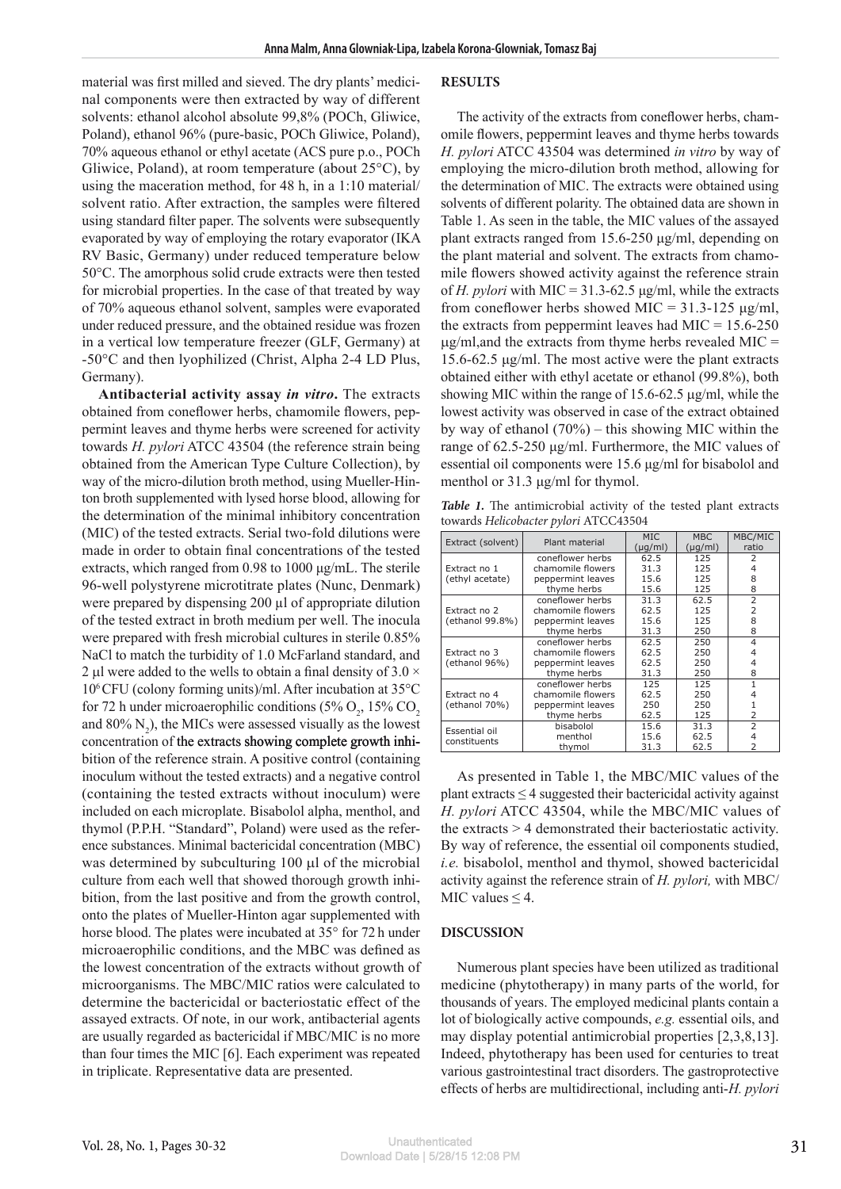material was first milled and sieved. The dry plants' medicinal components were then extracted by way of different solvents: ethanol alcohol absolute 99,8% (POCh, Gliwice, Poland), ethanol 96% (pure-basic, POCh Gliwice, Poland), 70% aqueous ethanol or ethyl acetate (ACS pure p.o., POCh Gliwice, Poland), at room temperature (about 25°C), by using the maceration method, for 48 h, in a 1:10 material/solvent ratio. After extraction, the samples were filtered using standard filter paper. The solvents were subsequently evaporated by way of employing the rotary evaporator (IKA RV Basic, Germany) under reduced temperature below 50°C. The amorphous solid crude extracts were then tested for microbial properties. In the case of that treated by way of 70% aqueous ethanol solvent, samples were evaporated under reduced pressure, and the obtained residue was frozen in a vertical low temperature freezer (GLF, Germany) at -50°C and then lyophilized (Christ, Alpha 2-4 LD Plus, Germany).

**Antibacterial activity assay *in vitro*.** The extracts obtained from coneflower herbs, chamomile flowers, peppermint leaves and thyme herbs were screened for activity towards *H. pylori* ATCC 43504 (the reference strain being obtained from the American Type Culture Collection), by way of the micro-dilution broth method, using Mueller-Hinton broth supplemented with lysed horse blood, allowing for the determination of the minimal inhibitory concentration (MIC) of the tested extracts. Serial two-fold dilutions were made in order to obtain final concentrations of the tested extracts, which ranged from 0.98 to 1000 μg/mL. The sterile 96-well polystyrene microtitrate plates (Nunc, Denmark) were prepared by dispensing 200 μl of appropriate dilution of the tested extract in broth medium per well. The inocula were prepared with fresh microbial cultures in sterile 0.85% NaCl to match the turbidity of 1.0 McFarland standard, and 2 μl were added to the wells to obtain a final density of $3.0 \times 10^6$ CFU (colony forming units)/ml. After incubation at 35°C for 72 h under microaerophilic conditions (5% $O_2$, 15% $CO_2$ and 80% $N_2$), the MICs were assessed visually as the lowest concentration of the extracts showing complete growth inhibition of the reference strain. A positive control (containing inoculum without the tested extracts) and a negative control (containing the tested extracts without inoculum) were included on each microplate. Bisabolol alpha, menthol, and thymol (P.P.H. "Standard", Poland) were used as the reference substances. Minimal bactericidal concentration (MBC) was determined by subculturing 100 μl of the microbial culture from each well that showed thorough growth inhibition, from the last positive and from the growth control, onto the plates of Mueller-Hinton agar supplemented with horse blood. The plates were incubated at 35° for 72 h under microaerophilic conditions, and the MBC was defined as the lowest concentration of the extracts without growth of microorganisms. The MBC/MIC ratios were calculated to determine the bactericidal or bacteriostatic effect of the assayed extracts. Of note, in our work, antibacterial agents are usually regarded as bactericidal if MBC/MIC is no more than four times the MIC [6]. Each experiment was repeated in triplicate. Representative data are presented.

## RESULTS

The activity of the extracts from coneflower herbs, chamomile flowers, peppermint leaves and thyme herbs towards *H. pylori* ATCC 43504 was determined *in vitro* by way of employing the micro-dilution broth method, allowing for the determination of MIC. The extracts were obtained using solvents of different polarity. The obtained data are shown in Table 1. As seen in the table, the MIC values of the assayed plant extracts ranged from 15.6-250 μg/ml, depending on the plant material and solvent. The extracts from chamomile flowers showed activity against the reference strain of *H. pylori* with MIC = 31.3-62.5 μg/ml, while the extracts from coneflower herbs showed MIC = 31.3-125 μg/ml, the extracts from peppermint leaves had MIC = 15.6-250 μg/ml,and the extracts from thyme herbs revealed MIC = 15.6-62.5 μg/ml. The most active were the plant extracts obtained either with ethyl acetate or ethanol (99.8%), both showing MIC within the range of 15.6-62.5 μg/ml, while the lowest activity was observed in case of the extract obtained by way of ethanol (70%) – this showing MIC within the range of 62.5-250 μg/ml. Furthermore, the MIC values of essential oil components were 15.6 μg/ml for bisabolol and menthol or 31.3 μg/ml for thymol.

***Table 1.*** The antimicrobial activity of the tested plant extracts towards *Helicobacter pylori* ATCC43504

| Extract (solvent) | Plant material | MIC (μg/ml) | MBC (μg/ml) | MBC/MIC ratio |
|---|---|---|---|---|
| Extract no 1 (ethyl acetate) | coneflower herbs | 62.5 | 125 | 2 |
| | chamomile flowers | 31.3 | 125 | 4 |
| | peppermint leaves | 15.6 | 125 | 8 |
| | thyme herbs | 15.6 | 125 | 8 |
| Extract no 2 (ethanol 99.8%) | coneflower herbs | 31.3 | 62.5 | 2 |
| | chamomile flowers | 62.5 | 125 | 2 |
| | peppermint leaves | 15.6 | 125 | 8 |
| | thyme herbs | 31.3 | 250 | 8 |
| Extract no 3 (ethanol 96%) | coneflower herbs | 62.5 | 250 | 4 |
| | chamomile flowers | 62.5 | 250 | 4 |
| | peppermint leaves | 62.5 | 250 | 4 |
| | thyme herbs | 31.3 | 250 | 8 |
| Extract no 4 (ethanol 70%) | coneflower herbs | 125 | 125 | 1 |
| | chamomile flowers | 62.5 | 250 | 4 |
| | peppermint leaves | 250 | 250 | 1 |
| | thyme herbs | 62.5 | 125 | 2 |
| Essential oil constituents | bisabolol | 15.6 | 31.3 | 2 |
| | menthol | 15.6 | 62.5 | 4 |
| | thymol | 31.3 | 62.5 | 2 |

As presented in Table 1, the MBC/MIC values of the plant extracts ≤ 4 suggested their bactericidal activity against *H. pylori* ATCC 43504, while the MBC/MIC values of the extracts > 4 demonstrated their bacteriostatic activity. By way of reference, the essential oil components studied, *i.e.* bisabolol, menthol and thymol, showed bactericidal activity against the reference strain of *H. pylori,* with MBC/MIC values ≤ 4.

## DISCUSSION

Numerous plant species have been utilized as traditional medicine (phytotherapy) in many parts of the world, for thousands of years. The employed medicinal plants contain a lot of biologically active compounds, *e.g.* essential oils, and may display potential antimicrobial properties [2,3,8,13]. Indeed, phytotherapy has been used for centuries to treat various gastrointestinal tract disorders. The gastroprotective effects of herbs are multidirectional, including anti-*H. pylori*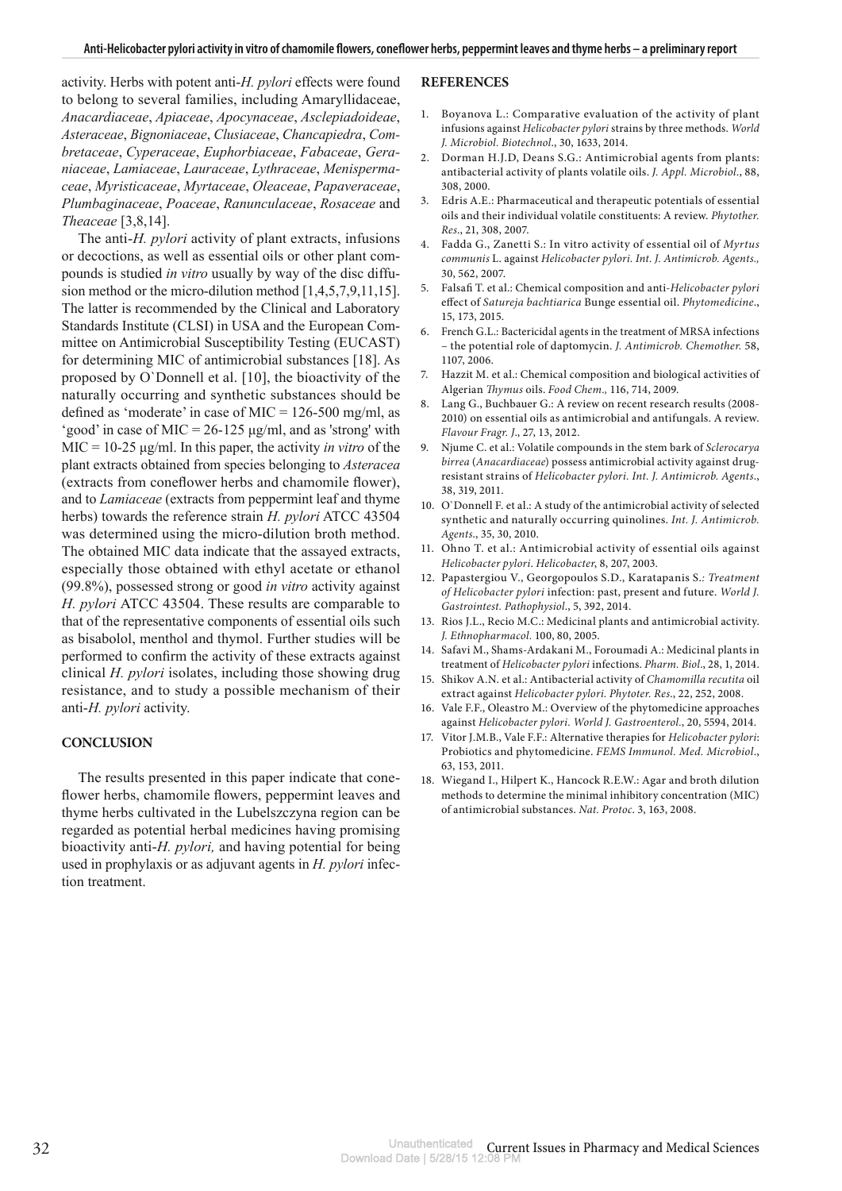activity. Herbs with potent anti-*H. pylori* effects were found to belong to several families, including Amaryllidaceae, *Anacardiaceae*, *Apiaceae*, *Apocynaceae*, *Asclepiadoideae*, *Asteraceae*, *Bignoniaceae*, *Clusiaceae*, *Chancapiedra*, *Combretaceae*, *Cyperaceae*, *Euphorbiaceae*, *Fabaceae*, *Geraniaceae*, *Lamiaceae*, *Lauraceae*, *Lythraceae*, *Menispermaceae*, *Myristicaceae*, *Myrtaceae*, *Oleaceae*, *Papaveraceae*, *Plumbaginaceae*, *Poaceae*, *Ranunculaceae*, *Rosaceae* and *Theaceae* [3,8,14].

The anti-*H. pylori* activity of plant extracts, infusions or decoctions, as well as essential oils or other plant compounds is studied *in vitro* usually by way of the disc diffusion method or the micro-dilution method [1,4,5,7,9,11,15]. The latter is recommended by the Clinical and Laboratory Standards Institute (CLSI) in USA and the European Committee on Antimicrobial Susceptibility Testing (EUCAST) for determining MIC of antimicrobial substances [18]. As proposed by O`Donnell et al. [10], the bioactivity of the naturally occurring and synthetic substances should be defined as 'moderate' in case of MIC = 126-500 mg/ml, as 'good' in case of MIC = 26-125 µg/ml, and as 'strong' with MIC = 10-25 µg/ml. In this paper, the activity *in vitro* of the plant extracts obtained from species belonging to *Asteracea* (extracts from coneflower herbs and chamomile flower), and to *Lamiaceae* (extracts from peppermint leaf and thyme herbs) towards the reference strain *H. pylori* ATCC 43504 was determined using the micro-dilution broth method. The obtained MIC data indicate that the assayed extracts, especially those obtained with ethyl acetate or ethanol (99.8%), possessed strong or good *in vitro* activity against *H. pylori* ATCC 43504. These results are comparable to that of the representative components of essential oils such as bisabolol, menthol and thymol. Further studies will be performed to confirm the activity of these extracts against clinical *H. pylori* isolates, including those showing drug resistance, and to study a possible mechanism of their anti-*H. pylori* activity.

## CONCLUSION

The results presented in this paper indicate that coneflower herbs, chamomile flowers, peppermint leaves and thyme herbs cultivated in the Lubelszczyna region can be regarded as potential herbal medicines having promising bioactivity anti-*H. pylori,* and having potential for being used in prophylaxis or as adjuvant agents in *H. pylori* infection treatment.

## REFERENCES

1. Boyanova L.: Comparative evaluation of the activity of plant infusions against *Helicobacter pylori* strains by three methods. *World J. Microbiol. Biotechnol*., 30, 1633, 2014.
2. Dorman H.J.D, Deans S.G.: Antimicrobial agents from plants: antibacterial activity of plants volatile oils. *J. Appl. Microbiol*., 88, 308, 2000.
3. Edris A.E.: Pharmaceutical and therapeutic potentials of essential oils and their individual volatile constituents: A review. *Phytother. Res*., 21, 308, 2007.
4. Fadda G., Zanetti S.: In vitro activity of essential oil of *Myrtus communis* L. against *Helicobacter pylori. Int. J. Antimicrob. Agents.,* 30, 562, 2007.
5. Falsafi T. et al.: Chemical composition and anti-*Helicobacter pylori* effect of *Satureja bachtiarica* Bunge essential oil. *Phytomedicine*., 15, 173, 2015.
6. French G.L.: Bactericidal agents in the treatment of MRSA infections – the potential role of daptomycin. *J. Antimicrob. Chemother.* 58, 1107, 2006.
7. Hazzit M. et al.: Chemical composition and biological activities of Algerian *Thymus* oils. *Food Chem.,* 116, 714, 2009.
8. Lang G., Buchbauer G.: A review on recent research results (2008-2010) on essential oils as antimicrobial and antifungals. A review. *Flavour Fragr. J*., 27, 13, 2012.
9. Njume C. et al.: Volatile compounds in the stem bark of *Sclerocarya birrea* (*Anacardiaceae*) possess antimicrobial activity against drug-resistant strains of *Helicobacter pylori. Int. J. Antimicrob. Agents*., 38, 319, 2011.
10. O`Donnell F. et al.: A study of the antimicrobial activity of selected synthetic and naturally occurring quinolines. *Int. J. Antimicrob. Agents*., 35, 30, 2010.
11. Ohno T. et al.: Antimicrobial activity of essential oils against *Helicobacter pylori*. *Helicobacter*, 8, 207, 2003.
12. Papastergiou V., Georgopoulos S.D., Karatapanis S.: *Treatment of Helicobacter pylori* infection: past, present and future. *World J. Gastrointest. Pathophysiol*., 5, 392, 2014.
13. Rios J.L., Recio M.C.: Medicinal plants and antimicrobial activity. *J. Ethnopharmacol.* 100, 80, 2005.
14. Safavi M., Shams-Ardakani M., Foroumadi A.: Medicinal plants in treatment of *Helicobacter pylori* infections. *Pharm. Biol*., 28, 1, 2014.
15. Shikov A.N. et al.: Antibacterial activity of *Chamomilla recutita* oil extract against *Helicobacter pylori. Phytoter. Res*., 22, 252, 2008.
16. Vale F.F., Oleastro M.: Overview of the phytomedicine approaches against *Helicobacter pylori*. *World J. Gastroenterol*., 20, 5594, 2014.
17. Vitor J.M.B., Vale F.F.: Alternative therapies for *Helicobacter pylori*: Probiotics and phytomedicine. *FEMS Immunol. Med. Microbiol*., 63, 153, 2011.
18. Wiegand I., Hilpert K., Hancock R.E.W.: Agar and broth dilution methods to determine the minimal inhibitory concentration (MIC) of antimicrobial substances. *Nat. Protoc*. 3, 163, 2008.